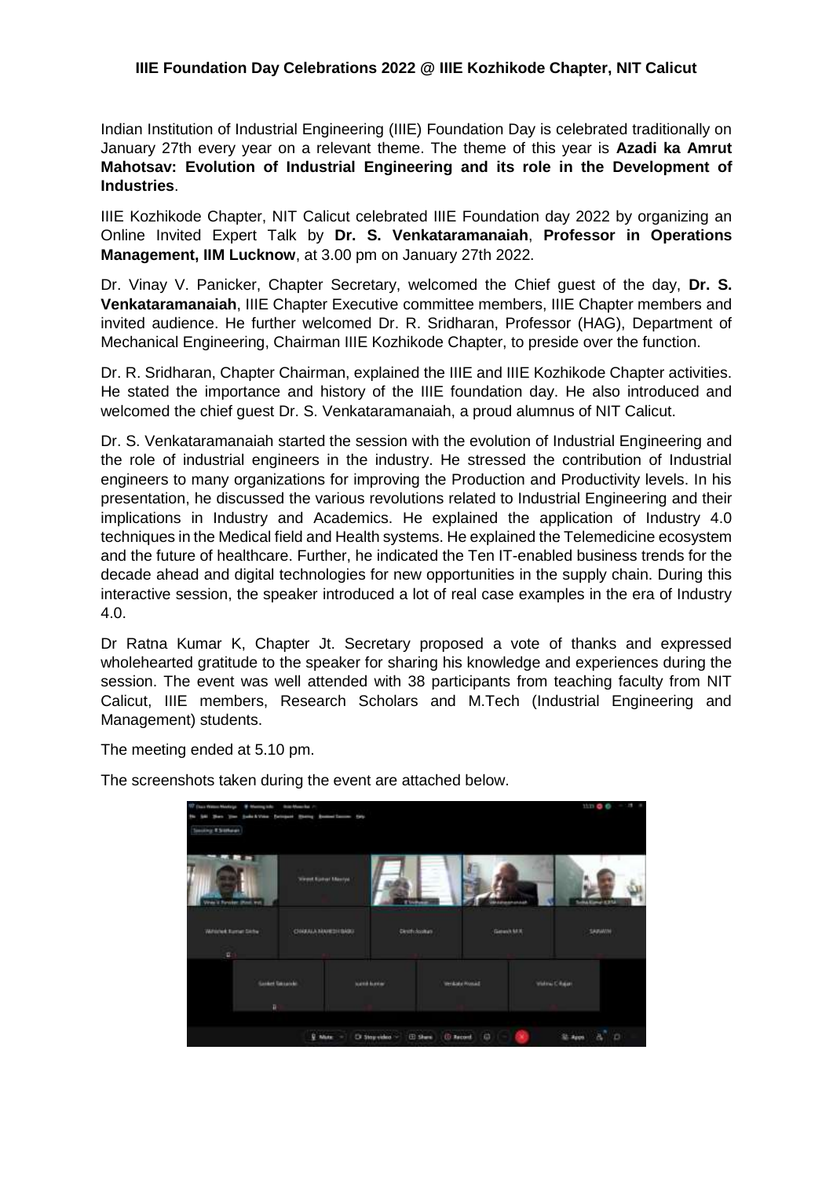### IIIE Foundation Day Celebrations 2022 @ IIIE Kozhikode Chapter, NIT Calicut

Indian Institution of Industrial Engineering (IIIE) Foundation Day is celebrated traditionally on January 27th every year on a relevant theme. The theme of this year is **Azadi ka Amrut Mahotsav: Evolution of Industrial Engineering and its role in the Development of Industries**.

IIIE Kozhikode Chapter, NIT Calicut celebrated IIIE Foundation day 2022 by organizing an Online Invited Expert Talk by **Dr. S. Venkataramanaiah**, **Professor in Operations Management, IIM Lucknow**, at 3.00 pm on January 27th 2022.

Dr. Vinay V. Panicker, Chapter Secretary, welcomed the Chief guest of the day, **Dr. S. Venkataramanaiah**, IIIE Chapter Executive committee members, IIIE Chapter members and invited audience. He further welcomed Dr. R. Sridharan, Professor (HAG), Department of Mechanical Engineering, Chairman IIIE Kozhikode Chapter, to preside over the function.

Dr. R. Sridharan, Chapter Chairman, explained the IIIE and IIIE Kozhikode Chapter activities. He stated the importance and history of the IIIE foundation day. He also introduced and welcomed the chief guest Dr. S. Venkataramanaiah, a proud alumnus of NIT Calicut.

Dr. S. Venkataramanaiah started the session with the evolution of Industrial Engineering and the role of industrial engineers in the industry. He stressed the contribution of Industrial engineers to many organizations for improving the Production and Productivity levels. In his presentation, he discussed the various revolutions related to Industrial Engineering and their implications in Industry and Academics. He explained the application of Industry 4.0 techniques in the Medical field and Health systems. He explained the Telemedicine ecosystem and the future of healthcare. Further, he indicated the Ten IT-enabled business trends for the decade ahead and digital technologies for new opportunities in the supply chain. During this interactive session, the speaker introduced a lot of real case examples in the era of Industry 4.0.

Dr Ratna Kumar K, Chapter Jt. Secretary proposed a vote of thanks and expressed wholehearted gratitude to the speaker for sharing his knowledge and experiences during the session. The event was well attended with 38 participants from teaching faculty from NIT Calicut, IIIE members, Research Scholars and M.Tech (Industrial Engineering and Management) students.

The meeting ended at 5.10 pm.

The screenshots taken during the event are attached below.